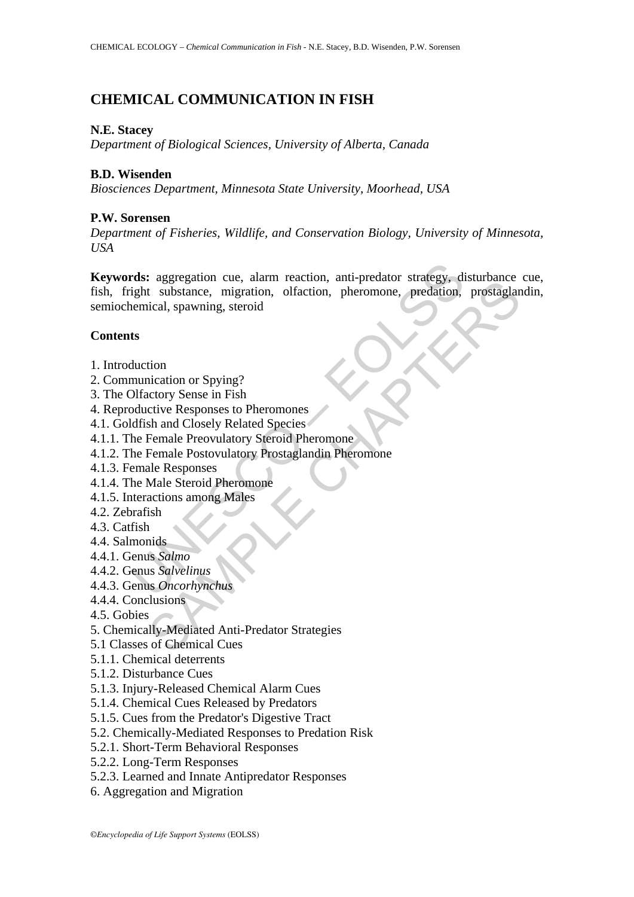# CHEMICAL COMMUNICATION IN FISH

**N.E. Stacey**
*Department of Biological Sciences, University of Alberta, Canada*

**B.D. Wisenden**
*Biosciences Department, Minnesota State University, Moorhead, USA*

**P.W. Sorensen**
*Department of Fisheries, Wildlife, and Conservation Biology, University of Minnesota, USA*

**Keywords:** aggregation cue, alarm reaction, anti-predator strategy, disturbance cue, fish, fright substance, migration, olfaction, pheromone, predation, prostaglandin, semiochemical, spawning, steroid

## Contents

1. Introduction
2. Communication or Spying?
3. The Olfactory Sense in Fish
4. Reproductive Responses to Pheromones
4.1. Goldfish and Closely Related Species
4.1.1. The Female Preovulatory Steroid Pheromone
4.1.2. The Female Postovulatory Prostaglandin Pheromone
4.1.3. Female Responses
4.1.4. The Male Steroid Pheromone
4.1.5. Interactions among Males
4.2. Zebrafish
4.3. Catfish
4.4. Salmonids
4.4.1. Genus *Salmo*
4.4.2. Genus *Salvelinus*
4.4.3. Genus *Oncorhynchus*
4.4.4. Conclusions
4.5. Gobies
5. Chemically-Mediated Anti-Predator Strategies
5.1 Classes of Chemical Cues
5.1.1. Chemical deterrents
5.1.2. Disturbance Cues
5.1.3. Injury-Released Chemical Alarm Cues
5.1.4. Chemical Cues Released by Predators
5.1.5. Cues from the Predator's Digestive Tract
5.2. Chemically-Mediated Responses to Predation Risk
5.2.1. Short-Term Behavioral Responses
5.2.2. Long-Term Responses
5.2.3. Learned and Innate Antipredator Responses
6. Aggregation and Migration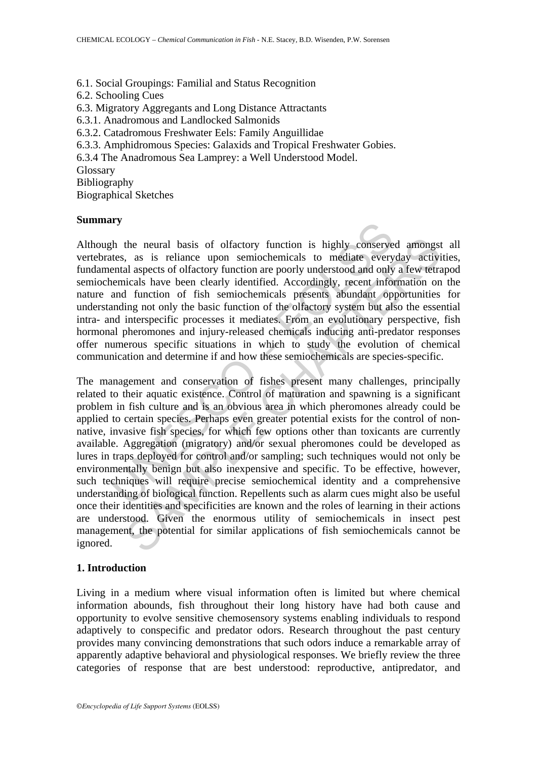6.1. Social Groupings: Familial and Status Recognition
6.2. Schooling Cues
6.3. Migratory Aggregants and Long Distance Attractants
6.3.1. Anadromous and Landlocked Salmonids
6.3.2. Catadromous Freshwater Eels: Family Anguillidae
6.3.3. Amphidromous Species: Galaxids and Tropical Freshwater Gobies.
6.3.4 The Anadromous Sea Lamprey: a Well Understood Model.
Glossary
Bibliography
Biographical Sketches

## Summary

Although the neural basis of olfactory function is highly conserved amongst all vertebrates, as is reliance upon semiochemicals to mediate everyday activities, fundamental aspects of olfactory function are poorly understood and only a few tetrapod semiochemicals have been clearly identified. Accordingly, recent information on the nature and function of fish semiochemicals presents abundant opportunities for understanding not only the basic function of the olfactory system but also the essential intra- and interspecific processes it mediates. From an evolutionary perspective, fish hormonal pheromones and injury-released chemicals inducing anti-predator responses offer numerous specific situations in which to study the evolution of chemical communication and determine if and how these semiochemicals are species-specific.

The management and conservation of fishes present many challenges, principally related to their aquatic existence. Control of maturation and spawning is a significant problem in fish culture and is an obvious area in which pheromones already could be applied to certain species. Perhaps even greater potential exists for the control of non-native, invasive fish species, for which few options other than toxicants are currently available. Aggregation (migratory) and/or sexual pheromones could be developed as lures in traps deployed for control and/or sampling; such techniques would not only be environmentally benign but also inexpensive and specific. To be effective, however, such techniques will require precise semiochemical identity and a comprehensive understanding of biological function. Repellents such as alarm cues might also be useful once their identities and specificities are known and the roles of learning in their actions are understood. Given the enormous utility of semiochemicals in insect pest management, the potential for similar applications of fish semiochemicals cannot be ignored.

## 1. Introduction

Living in a medium where visual information often is limited but where chemical information abounds, fish throughout their long history have had both cause and opportunity to evolve sensitive chemosensory systems enabling individuals to respond adaptively to conspecific and predator odors. Research throughout the past century provides many convincing demonstrations that such odors induce a remarkable array of apparently adaptive behavioral and physiological responses. We briefly review the three categories of response that are best understood: reproductive, antipredator, and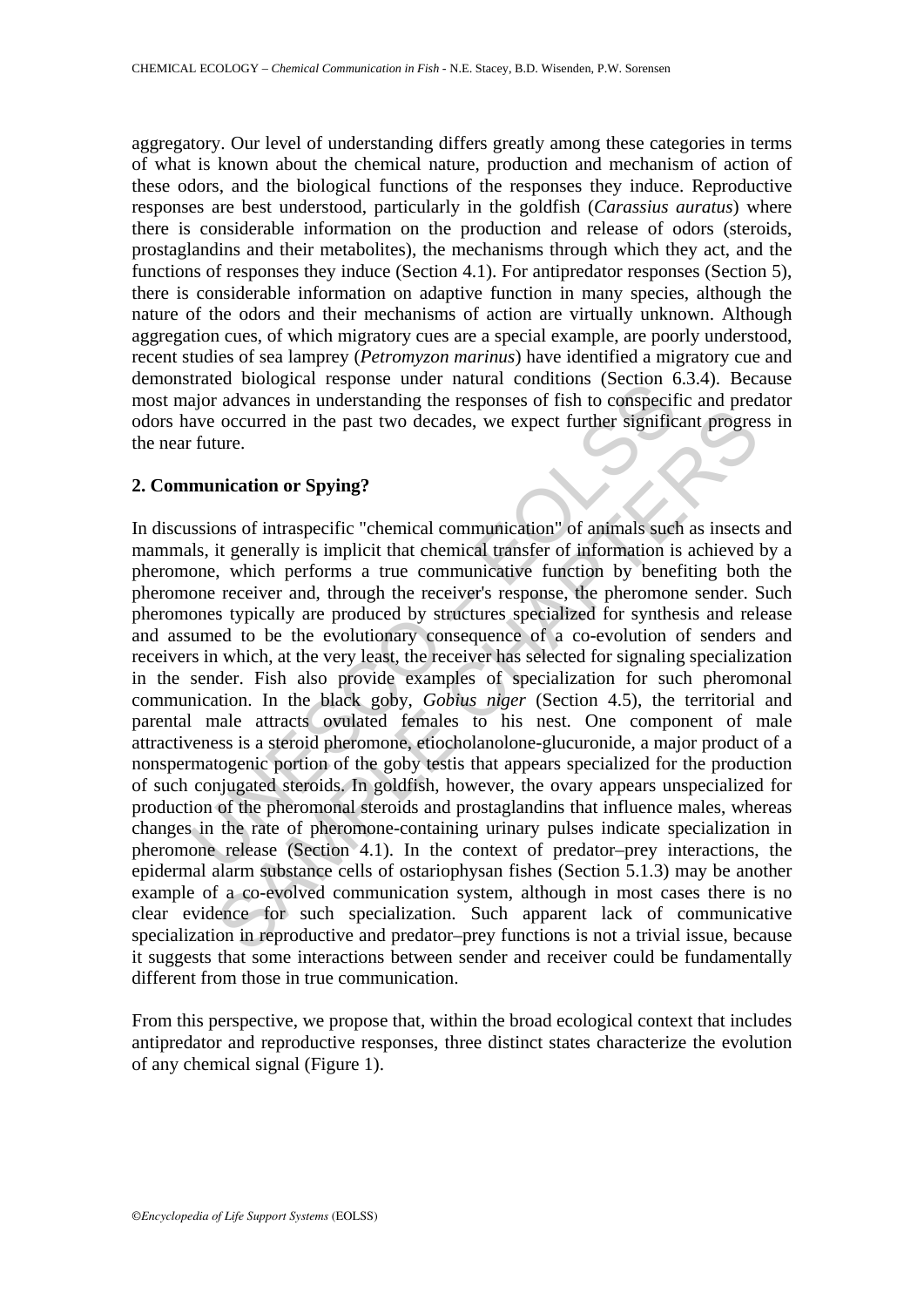aggregatory. Our level of understanding differs greatly among these categories in terms of what is known about the chemical nature, production and mechanism of action of these odors, and the biological functions of the responses they induce. Reproductive responses are best understood, particularly in the goldfish (*Carassius auratus*) where there is considerable information on the production and release of odors (steroids, prostaglandins and their metabolites), the mechanisms through which they act, and the functions of responses they induce (Section 4.1). For antipredator responses (Section 5), there is considerable information on adaptive function in many species, although the nature of the odors and their mechanisms of action are virtually unknown. Although aggregation cues, of which migratory cues are a special example, are poorly understood, recent studies of sea lamprey (*Petromyzon marinus*) have identified a migratory cue and demonstrated biological response under natural conditions (Section 6.3.4). Because most major advances in understanding the responses of fish to conspecific and predator odors have occurred in the past two decades, we expect further significant progress in the near future.

## 2. Communication or Spying?

In discussions of intraspecific "chemical communication" of animals such as insects and mammals, it generally is implicit that chemical transfer of information is achieved by a pheromone, which performs a true communicative function by benefiting both the pheromone receiver and, through the receiver's response, the pheromone sender. Such pheromones typically are produced by structures specialized for synthesis and release and assumed to be the evolutionary consequence of a co-evolution of senders and receivers in which, at the very least, the receiver has selected for signaling specialization in the sender. Fish also provide examples of specialization for such pheromonal communication. In the black goby, *Gobius niger* (Section 4.5), the territorial and parental male attracts ovulated females to his nest. One component of male attractiveness is a steroid pheromone, etiocholanolone-glucuronide, a major product of a nonspermatogenic portion of the goby testis that appears specialized for the production of such conjugated steroids. In goldfish, however, the ovary appears unspecialized for production of the pheromonal steroids and prostaglandins that influence males, whereas changes in the rate of pheromone-containing urinary pulses indicate specialization in pheromone release (Section 4.1). In the context of predator–prey interactions, the epidermal alarm substance cells of ostariophysan fishes (Section 5.1.3) may be another example of a co-evolved communication system, although in most cases there is no clear evidence for such specialization. Such apparent lack of communicative specialization in reproductive and predator–prey functions is not a trivial issue, because it suggests that some interactions between sender and receiver could be fundamentally different from those in true communication.

From this perspective, we propose that, within the broad ecological context that includes antipredator and reproductive responses, three distinct states characterize the evolution of any chemical signal (Figure 1).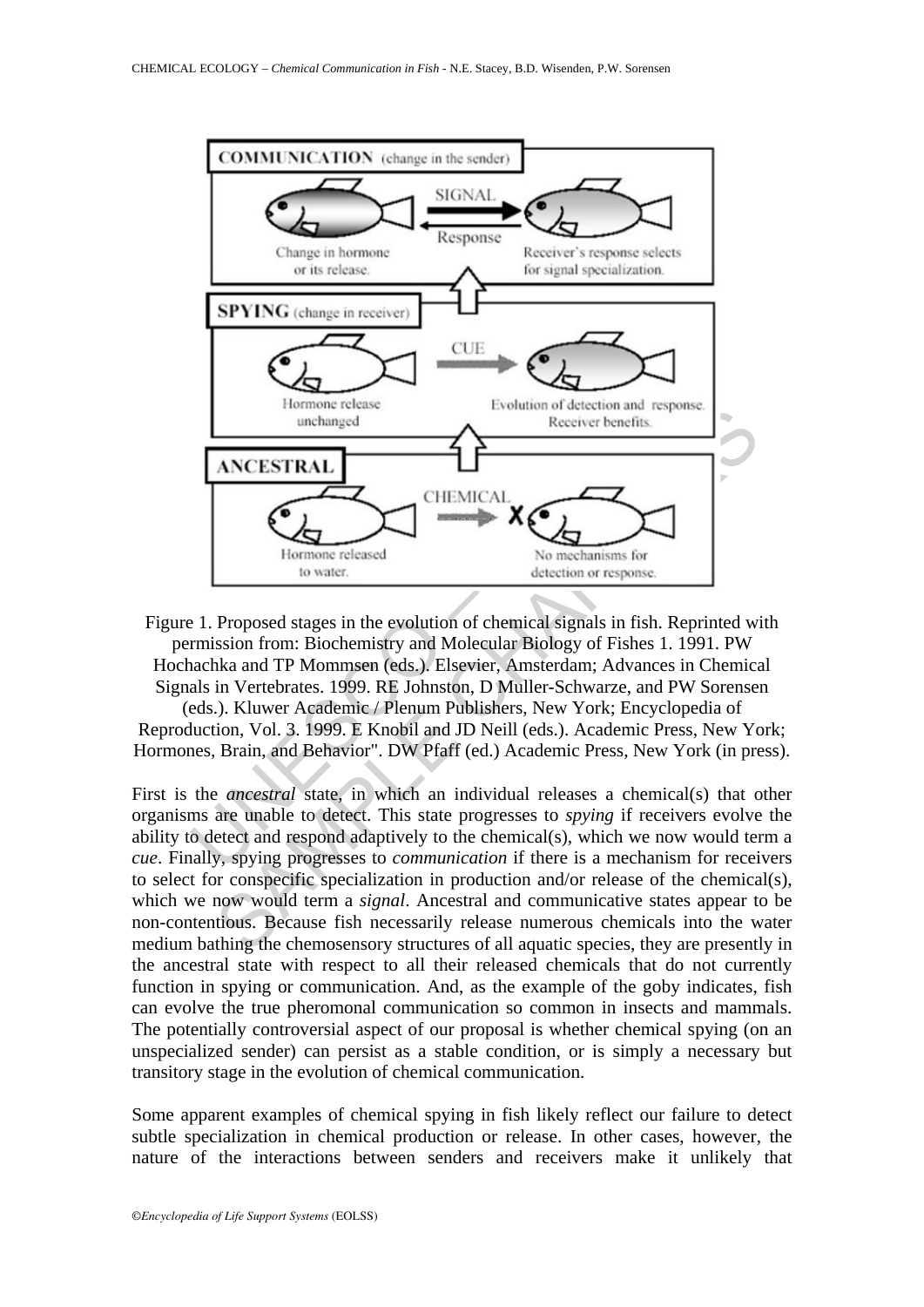Figure 1. Proposed stages in the evolution of chemical signals in fish. Reprinted with permission from: Biochemistry and Molecular Biology of Fishes 1. 1991. PW Hochachka and TP Mommsen (eds.). Elsevier, Amsterdam; Advances in Chemical Signals in Vertebrates. 1999. RE Johnston, D Muller-Schwarze, and PW Sorensen (eds.). Kluwer Academic / Plenum Publishers, New York; Encyclopedia of Reproduction, Vol. 3. 1999. E Knobil and JD Neill (eds.). Academic Press, New York; Hormones, Brain, and Behavior". DW Pfaff (ed.) Academic Press, New York (in press).

First is the *ancestral* state, in which an individual releases a chemical(s) that other organisms are unable to detect. This state progresses to *spying* if receivers evolve the ability to detect and respond adaptively to the chemical(s), which we now would term a *cue*. Finally, spying progresses to *communication* if there is a mechanism for receivers to select for conspecific specialization in production and/or release of the chemical(s), which we now would term a *signal*. Ancestral and communicative states appear to be non-contentious. Because fish necessarily release numerous chemicals into the water medium bathing the chemosensory structures of all aquatic species, they are presently in the ancestral state with respect to all their released chemicals that do not currently function in spying or communication. And, as the example of the goby indicates, fish can evolve the true pheromonal communication so common in insects and mammals. The potentially controversial aspect of our proposal is whether chemical spying (on an unspecialized sender) can persist as a stable condition, or is simply a necessary but transitory stage in the evolution of chemical communication.

Some apparent examples of chemical spying in fish likely reflect our failure to detect subtle specialization in chemical production or release. In other cases, however, the nature of the interactions between senders and receivers make it unlikely that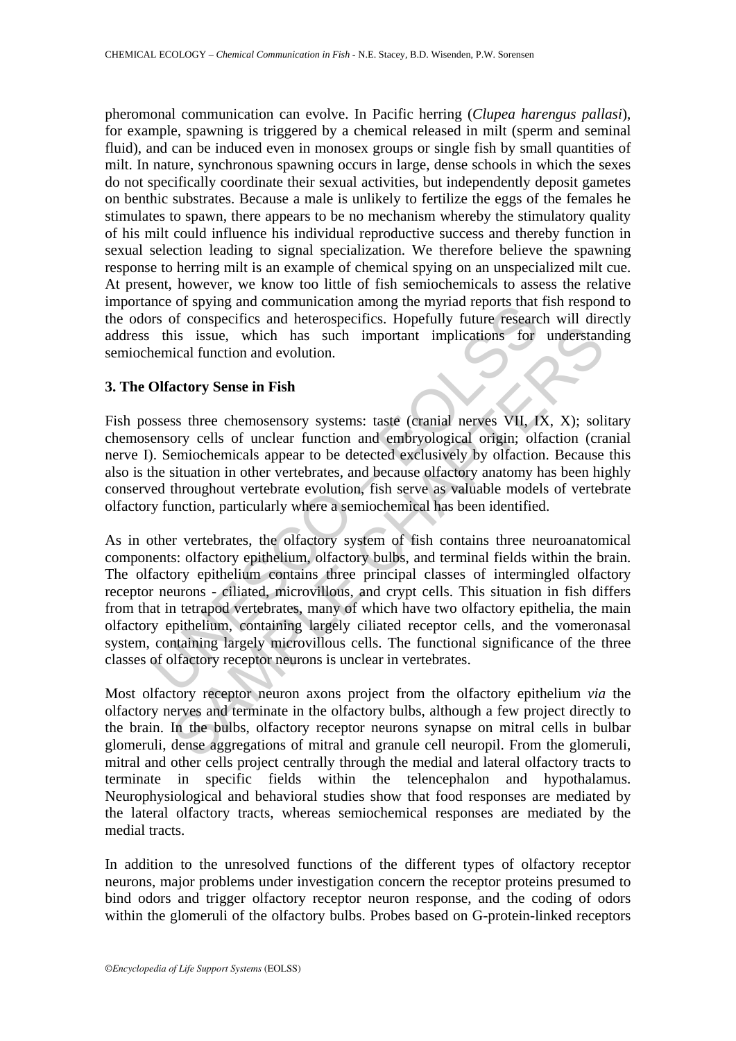pheromonal communication can evolve. In Pacific herring (*Clupea harengus pallasi*), for example, spawning is triggered by a chemical released in milt (sperm and seminal fluid), and can be induced even in monosex groups or single fish by small quantities of milt. In nature, synchronous spawning occurs in large, dense schools in which the sexes do not specifically coordinate their sexual activities, but independently deposit gametes on benthic substrates. Because a male is unlikely to fertilize the eggs of the females he stimulates to spawn, there appears to be no mechanism whereby the stimulatory quality of his milt could influence his individual reproductive success and thereby function in sexual selection leading to signal specialization. We therefore believe the spawning response to herring milt is an example of chemical spying on an unspecialized milt cue. At present, however, we know too little of fish semiochemicals to assess the relative importance of spying and communication among the myriad reports that fish respond to the odors of conspecifics and heterospecifics. Hopefully future research will directly address this issue, which has such important implications for understanding semiochemical function and evolution.

## 3. The Olfactory Sense in Fish

Fish possess three chemosensory systems: taste (cranial nerves VII, IX, X); solitary chemosensory cells of unclear function and embryological origin; olfaction (cranial nerve I). Semiochemicals appear to be detected exclusively by olfaction. Because this also is the situation in other vertebrates, and because olfactory anatomy has been highly conserved throughout vertebrate evolution, fish serve as valuable models of vertebrate olfactory function, particularly where a semiochemical has been identified.

As in other vertebrates, the olfactory system of fish contains three neuroanatomical components: olfactory epithelium, olfactory bulbs, and terminal fields within the brain. The olfactory epithelium contains three principal classes of intermingled olfactory receptor neurons - ciliated, microvillous, and crypt cells. This situation in fish differs from that in tetrapod vertebrates, many of which have two olfactory epithelia, the main olfactory epithelium, containing largely ciliated receptor cells, and the vomeronasal system, containing largely microvillous cells. The functional significance of the three classes of olfactory receptor neurons is unclear in vertebrates.

Most olfactory receptor neuron axons project from the olfactory epithelium *via* the olfactory nerves and terminate in the olfactory bulbs, although a few project directly to the brain. In the bulbs, olfactory receptor neurons synapse on mitral cells in bulbar glomeruli, dense aggregations of mitral and granule cell neuropil. From the glomeruli, mitral and other cells project centrally through the medial and lateral olfactory tracts to terminate in specific fields within the telencephalon and hypothalamus. Neurophysiological and behavioral studies show that food responses are mediated by the lateral olfactory tracts, whereas semiochemical responses are mediated by the medial tracts.

In addition to the unresolved functions of the different types of olfactory receptor neurons, major problems under investigation concern the receptor proteins presumed to bind odors and trigger olfactory receptor neuron response, and the coding of odors within the glomeruli of the olfactory bulbs. Probes based on G-protein-linked receptors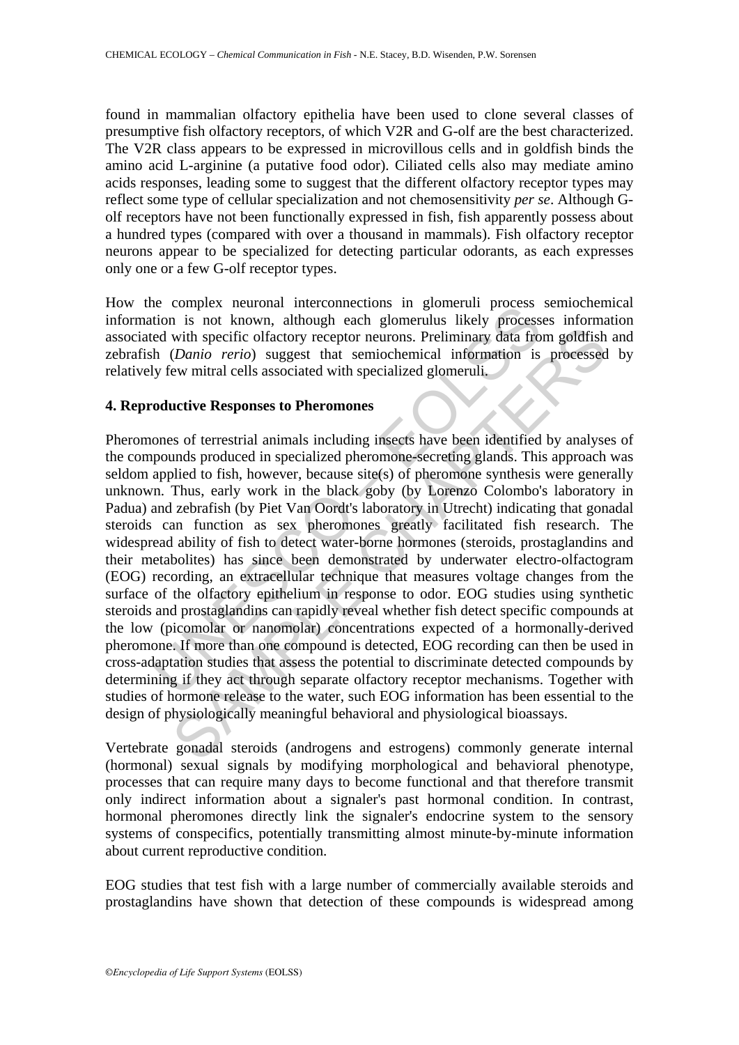found in mammalian olfactory epithelia have been used to clone several classes of presumptive fish olfactory receptors, of which V2R and G-olf are the best characterized. The V2R class appears to be expressed in microvillous cells and in goldfish binds the amino acid L-arginine (a putative food odor). Ciliated cells also may mediate amino acids responses, leading some to suggest that the different olfactory receptor types may reflect some type of cellular specialization and not chemosensitivity *per se*. Although G-olf receptors have not been functionally expressed in fish, fish apparently possess about a hundred types (compared with over a thousand in mammals). Fish olfactory receptor neurons appear to be specialized for detecting particular odorants, as each expresses only one or a few G-olf receptor types.

How the complex neuronal interconnections in glomeruli process semiochemical information is not known, although each glomerulus likely processes information associated with specific olfactory receptor neurons. Preliminary data from goldfish and zebrafish (*Danio rerio*) suggest that semiochemical information is processed by relatively few mitral cells associated with specialized glomeruli.

## 4. Reproductive Responses to Pheromones

Pheromones of terrestrial animals including insects have been identified by analyses of the compounds produced in specialized pheromone-secreting glands. This approach was seldom applied to fish, however, because site(s) of pheromone synthesis were generally unknown. Thus, early work in the black goby (by Lorenzo Colombo's laboratory in Padua) and zebrafish (by Piet Van Oordt's laboratory in Utrecht) indicating that gonadal steroids can function as sex pheromones greatly facilitated fish research. The widespread ability of fish to detect water-borne hormones (steroids, prostaglandins and their metabolites) has since been demonstrated by underwater electro-olfactogram (EOG) recording, an extracellular technique that measures voltage changes from the surface of the olfactory epithelium in response to odor. EOG studies using synthetic steroids and prostaglandins can rapidly reveal whether fish detect specific compounds at the low (picomolar or nanomolar) concentrations expected of a hormonally-derived pheromone. If more than one compound is detected, EOG recording can then be used in cross-adaptation studies that assess the potential to discriminate detected compounds by determining if they act through separate olfactory receptor mechanisms. Together with studies of hormone release to the water, such EOG information has been essential to the design of physiologically meaningful behavioral and physiological bioassays.

Vertebrate gonadal steroids (androgens and estrogens) commonly generate internal (hormonal) sexual signals by modifying morphological and behavioral phenotype, processes that can require many days to become functional and that therefore transmit only indirect information about a signaler's past hormonal condition. In contrast, hormonal pheromones directly link the signaler's endocrine system to the sensory systems of conspecifics, potentially transmitting almost minute-by-minute information about current reproductive condition.

EOG studies that test fish with a large number of commercially available steroids and prostaglandins have shown that detection of these compounds is widespread among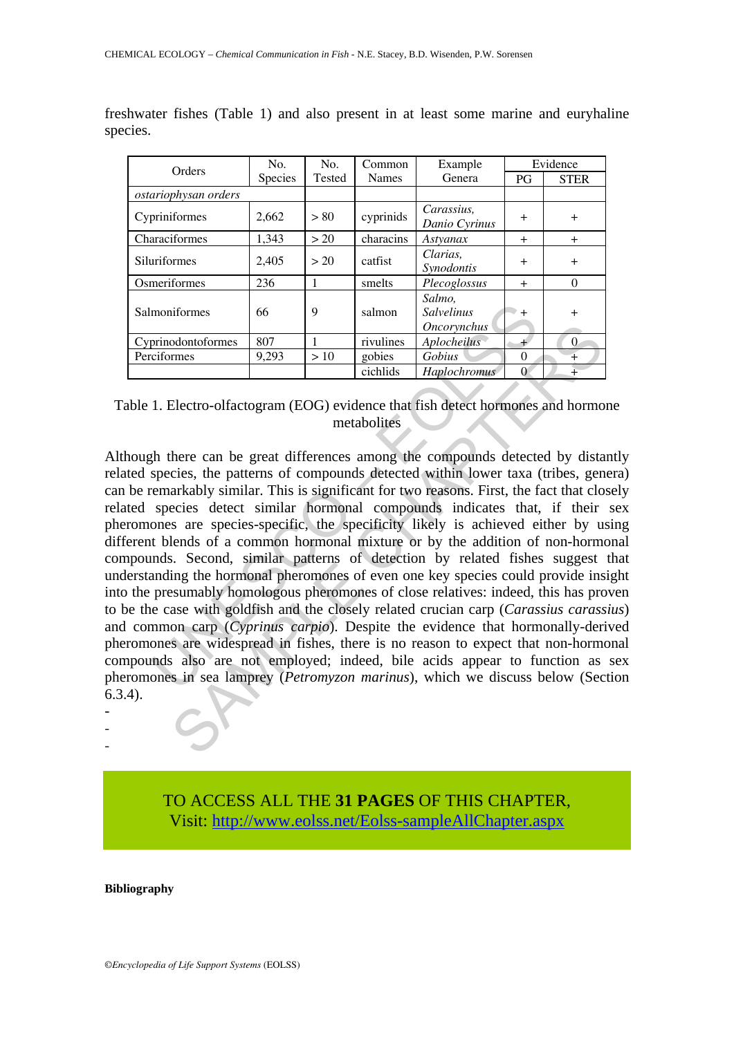freshwater fishes (Table 1) and also present in at least some marine and euryhaline species.

| Orders | No. Species | No. Tested | Common Names | Example Genera | Evidence | |
|---|---|---|---|---|---|---|
| | | | | | PG | STER |
| *ostariophysan orders* | | | | | | |
| Cypriniformes | 2,662 | > 80 | cyprinids | *Carassius, Danio Cyrinus* | + | + |
| Characiformes | 1,343 | > 20 | characins | *Astyanax* | + | + |
| Siluriformes | 2,405 | > 20 | catfist | *Clarias, Synodontis* | + | + |
| Osmeriformes | 236 | 1 | smelts | *Plecoglossus* | + | 0 |
| Salmoniformes | 66 | 9 | salmon | *Salmo, Salvelinus Oncorynchus* | + | + |
| Cyprinodontoformes | 807 | 1 | rivulines | *Aplocheilus* | + | 0 |
| Perciformes | 9,293 | > 10 | gobies | *Gobius* | 0 | + |
| | | | cichlids | *Haplochromus* | 0 | + |

Table 1. Electro-olfactogram (EOG) evidence that fish detect hormones and hormone metabolites

Although there can be great differences among the compounds detected by distantly related species, the patterns of compounds detected within lower taxa (tribes, genera) can be remarkably similar. This is significant for two reasons. First, the fact that closely related species detect similar hormonal compounds indicates that, if their sex pheromones are species-specific, the specificity likely is achieved either by using different blends of a common hormonal mixture or by the addition of non-hormonal compounds. Second, similar patterns of detection by related fishes suggest that understanding the hormonal pheromones of even one key species could provide insight into the presumably homologous pheromones of close relatives: indeed, this has proven to be the case with goldfish and the closely related crucian carp (*Carassius carassius*) and common carp (*Cyprinus carpio*). Despite the evidence that hormonally-derived pheromones are widespread in fishes, there is no reason to expect that non-hormonal compounds also are not employed; indeed, bile acids appear to function as sex pheromones in sea lamprey (*Petromyzon marinus*), which we discuss below (Section 6.3.4).

-
-
-

TO ACCESS ALL THE **31 PAGES** OF THIS CHAPTER,
Visit: [http://www.eolss.net/Eolss-sampleAllChapter.aspx](http://www.eolss.net/Eolss-sampleAllChapter.aspx)

**Bibliography**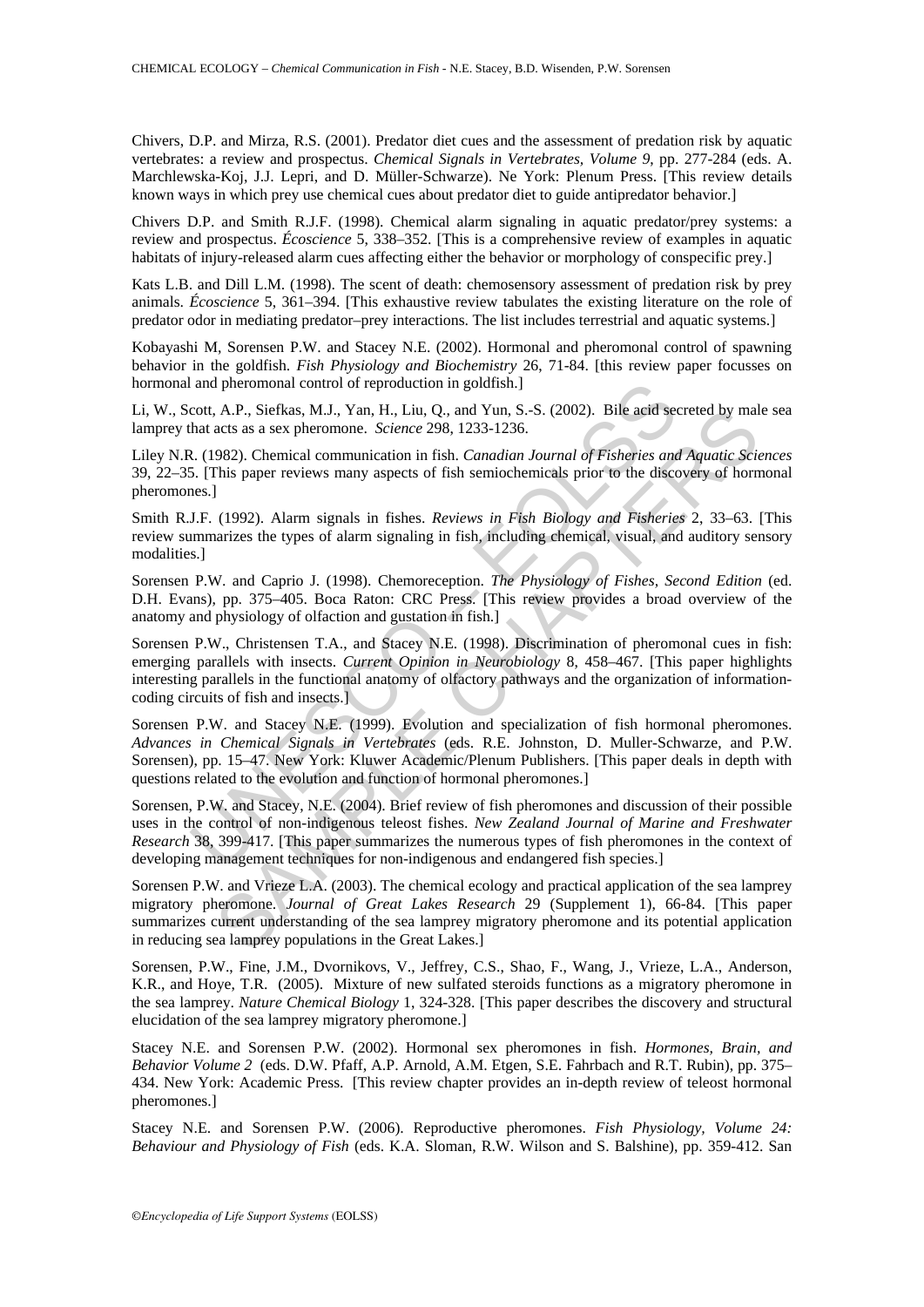Chivers, D.P. and Mirza, R.S. (2001). Predator diet cues and the assessment of predation risk by aquatic vertebrates: a review and prospectus. *Chemical Signals in Vertebrates, Volume 9*, pp. 277-284 (eds. A. Marchlewska-Koj, J.J. Lepri, and D. Müller-Schwarze). Ne York: Plenum Press. [This review details known ways in which prey use chemical cues about predator diet to guide antipredator behavior.]

Chivers D.P. and Smith R.J.F. (1998). Chemical alarm signaling in aquatic predator/prey systems: a review and prospectus. *Écoscience* 5, 338–352. [This is a comprehensive review of examples in aquatic habitats of injury-released alarm cues affecting either the behavior or morphology of conspecific prey.]

Kats L.B. and Dill L.M. (1998). The scent of death: chemosensory assessment of predation risk by prey animals. *Écoscience* 5, 361–394. [This exhaustive review tabulates the existing literature on the role of predator odor in mediating predator–prey interactions. The list includes terrestrial and aquatic systems.]

Kobayashi M, Sorensen P.W. and Stacey N.E. (2002). Hormonal and pheromonal control of spawning behavior in the goldfish. *Fish Physiology and Biochemistry* 26, 71-84. [this review paper focusses on hormonal and pheromonal control of reproduction in goldfish.]

Li, W., Scott, A.P., Siefkas, M.J., Yan, H., Liu, Q., and Yun, S.-S. (2002). Bile acid secreted by male sea lamprey that acts as a sex pheromone. *Science* 298, 1233-1236.

Liley N.R. (1982). Chemical communication in fish. *Canadian Journal of Fisheries and Aquatic Sciences* 39, 22–35. [This paper reviews many aspects of fish semiochemicals prior to the discovery of hormonal pheromones.]

Smith R.J.F. (1992). Alarm signals in fishes. *Reviews in Fish Biology and Fisheries* 2, 33–63. [This review summarizes the types of alarm signaling in fish, including chemical, visual, and auditory sensory modalities.]

Sorensen P.W. and Caprio J. (1998). Chemoreception. *The Physiology of Fishes, Second Edition* (ed. D.H. Evans), pp. 375–405. Boca Raton: CRC Press. [This review provides a broad overview of the anatomy and physiology of olfaction and gustation in fish.]

Sorensen P.W., Christensen T.A., and Stacey N.E. (1998). Discrimination of pheromonal cues in fish: emerging parallels with insects. *Current Opinion in Neurobiology* 8, 458–467. [This paper highlights interesting parallels in the functional anatomy of olfactory pathways and the organization of information-coding circuits of fish and insects.]

Sorensen P.W. and Stacey N.E. (1999). Evolution and specialization of fish hormonal pheromones. *Advances in Chemical Signals in Vertebrates* (eds. R.E. Johnston, D. Muller-Schwarze, and P.W. Sorensen), pp. 15–47. New York: Kluwer Academic/Plenum Publishers. [This paper deals in depth with questions related to the evolution and function of hormonal pheromones.]

Sorensen, P.W. and Stacey, N.E. (2004). Brief review of fish pheromones and discussion of their possible uses in the control of non-indigenous teleost fishes. *New Zealand Journal of Marine and Freshwater Research* 38, 399-417. [This paper summarizes the numerous types of fish pheromones in the context of developing management techniques for non-indigenous and endangered fish species.]

Sorensen P.W. and Vrieze L.A. (2003). The chemical ecology and practical application of the sea lamprey migratory pheromone. *Journal of Great Lakes Research* 29 (Supplement 1), 66-84. [This paper summarizes current understanding of the sea lamprey migratory pheromone and its potential application in reducing sea lamprey populations in the Great Lakes.]

Sorensen, P.W., Fine, J.M., Dvornikovs, V., Jeffrey, C.S., Shao, F., Wang, J., Vrieze, L.A., Anderson, K.R., and Hoye, T.R. (2005). Mixture of new sulfated steroids functions as a migratory pheromone in the sea lamprey. *Nature Chemical Biology* 1, 324-328. [This paper describes the discovery and structural elucidation of the sea lamprey migratory pheromone.]

Stacey N.E. and Sorensen P.W. (2002). Hormonal sex pheromones in fish. *Hormones, Brain, and Behavior Volume 2* (eds. D.W. Pfaff, A.P. Arnold, A.M. Etgen, S.E. Fahrbach and R.T. Rubin), pp. 375–434. New York: Academic Press. [This review chapter provides an in-depth review of teleost hormonal pheromones.]

Stacey N.E. and Sorensen P.W. (2006). Reproductive pheromones. *Fish Physiology, Volume 24: Behaviour and Physiology of Fish* (eds. K.A. Sloman, R.W. Wilson and S. Balshine), pp. 359-412. San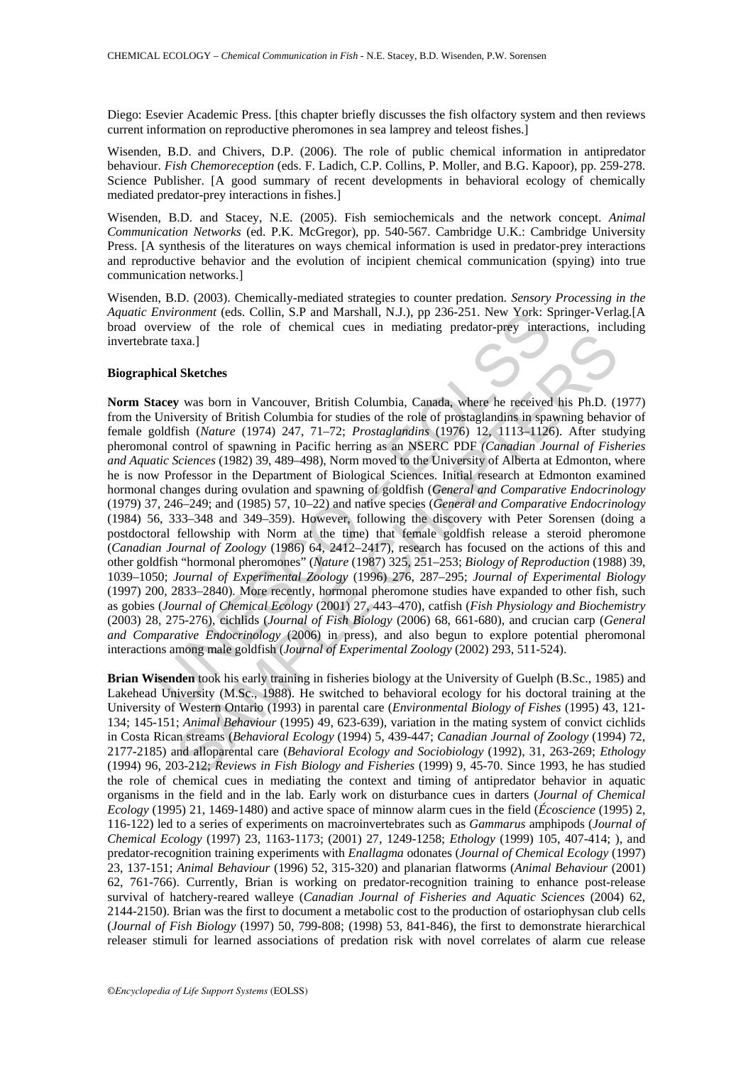Diego: Esevier Academic Press. [this chapter briefly discusses the fish olfactory system and then reviews current information on reproductive pheromones in sea lamprey and teleost fishes.]

Wisenden, B.D. and Chivers, D.P. (2006). The role of public chemical information in antipredator behaviour. *Fish Chemoreception* (eds. F. Ladich, C.P. Collins, P. Moller, and B.G. Kapoor), pp. 259-278. Science Publisher. [A good summary of recent developments in behavioral ecology of chemically mediated predator-prey interactions in fishes.]

Wisenden, B.D. and Stacey, N.E. (2005). Fish semiochemicals and the network concept. *Animal Communication Networks* (ed. P.K. McGregor), pp. 540-567. Cambridge U.K.: Cambridge University Press. [A synthesis of the literatures on ways chemical information is used in predator-prey interactions and reproductive behavior and the evolution of incipient chemical communication (spying) into true communication networks.]

Wisenden, B.D. (2003). Chemically-mediated strategies to counter predation. *Sensory Processing in the Aquatic Environment* (eds. Collin, S.P and Marshall, N.J.), pp 236-251. New York: Springer-Verlag.[A broad overview of the role of chemical cues in mediating predator-prey interactions, including invertebrate taxa.]

**Biographical Sketches**

**Norm Stacey** was born in Vancouver, British Columbia, Canada, where he received his Ph.D. (1977) from the University of British Columbia for studies of the role of prostaglandins in spawning behavior of female goldfish (*Nature* (1974) 247, 71–72; *Prostaglandins* (1976) 12, 1113–1126). After studying pheromonal control of spawning in Pacific herring as an NSERC PDF *(Canadian Journal of Fisheries and Aquatic Sciences* (1982) 39, 489–498), Norm moved to the University of Alberta at Edmonton, where he is now Professor in the Department of Biological Sciences. Initial research at Edmonton examined hormonal changes during ovulation and spawning of goldfish (*General and Comparative Endocrinology* (1979) 37, 246–249; and (1985) 57, 10–22) and native species (*General and Comparative Endocrinology* (1984) 56, 333–348 and 349–359). However, following the discovery with Peter Sorensen (doing a postdoctoral fellowship with Norm at the time) that female goldfish release a steroid pheromone (*Canadian Journal of Zoology* (1986) 64, 2412–2417), research has focused on the actions of this and other goldfish "hormonal pheromones" (*Nature* (1987) 325, 251–253; *Biology of Reproduction* (1988) 39, 1039–1050; *Journal of Experimental Zoology* (1996) 276, 287–295; *Journal of Experimental Biology* (1997) 200, 2833–2840). More recently, hormonal pheromone studies have expanded to other fish, such as gobies (*Journal of Chemical Ecology* (2001) 27, 443–470), catfish (*Fish Physiology and Biochemistry* (2003) 28, 275-276), cichlids (*Journal of Fish Biology* (2006) 68, 661-680), and crucian carp (*General and Comparative Endocrinology* (2006) in press), and also begun to explore potential pheromonal interactions among male goldfish (*Journal of Experimental Zoology* (2002) 293, 511-524).

**Brian Wisenden** took his early training in fisheries biology at the University of Guelph (B.Sc., 1985) and Lakehead University (M.Sc., 1988). He switched to behavioral ecology for his doctoral training at the University of Western Ontario (1993) in parental care (*Environmental Biology of Fishes* (1995) 43, 121-134; 145-151; *Animal Behaviour* (1995) 49, 623-639), variation in the mating system of convict cichlids in Costa Rican streams (*Behavioral Ecology* (1994) 5, 439-447; *Canadian Journal of Zoology* (1994) 72, 2177-2185) and alloparental care (*Behavioral Ecology and Sociobiology* (1992), 31, 263-269; *Ethology* (1994) 96, 203-212; *Reviews in Fish Biology and Fisheries* (1999) 9, 45-70. Since 1993, he has studied the role of chemical cues in mediating the context and timing of antipredator behavior in aquatic organisms in the field and in the lab. Early work on disturbance cues in darters (*Journal of Chemical Ecology* (1995) 21, 1469-1480) and active space of minnow alarm cues in the field (*Écoscience* (1995) 2, 116-122) led to a series of experiments on macroinvertebrates such as *Gammarus* amphipods (*Journal of Chemical Ecology* (1997) 23, 1163-1173; (2001) 27, 1249-1258; *Ethology* (1999) 105, 407-414; ), and predator-recognition training experiments with *Enallagma* odonates (*Journal of Chemical Ecology* (1997) 23, 137-151; *Animal Behaviour* (1996) 52, 315-320) and planarian flatworms (*Animal Behaviour* (2001) 62, 761-766). Currently, Brian is working on predator-recognition training to enhance post-release survival of hatchery-reared walleye (*Canadian Journal of Fisheries and Aquatic Sciences* (2004) 62, 2144-2150). Brian was the first to document a metabolic cost to the production of ostariophysan club cells (*Journal of Fish Biology* (1997) 50, 799-808; (1998) 53, 841-846), the first to demonstrate hierarchical releaser stimuli for learned associations of predation risk with novel correlates of alarm cue release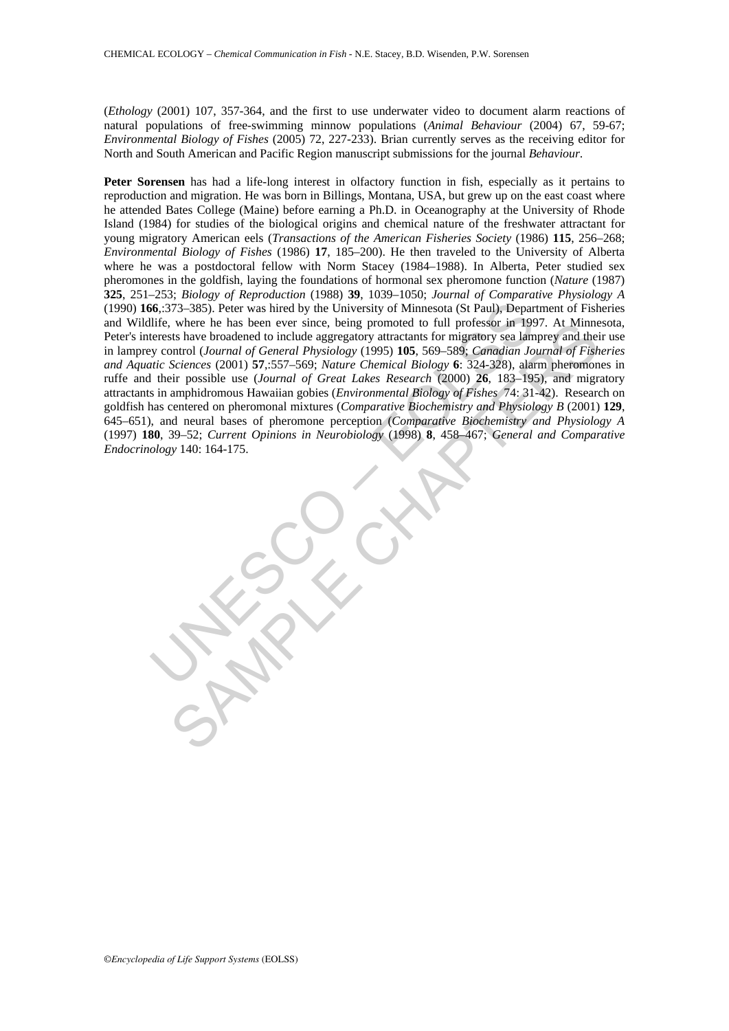(*Ethology* (2001) 107, 357-364, and the first to use underwater video to document alarm reactions of natural populations of free-swimming minnow populations (*Animal Behaviour* (2004) 67, 59-67; *Environmental Biology of Fishes* (2005) 72, 227-233). Brian currently serves as the receiving editor for North and South American and Pacific Region manuscript submissions for the journal *Behaviour.*

**Peter Sorensen** has had a life-long interest in olfactory function in fish, especially as it pertains to reproduction and migration. He was born in Billings, Montana, USA, but grew up on the east coast where he attended Bates College (Maine) before earning a Ph.D. in Oceanography at the University of Rhode Island (1984) for studies of the biological origins and chemical nature of the freshwater attractant for young migratory American eels (*Transactions of the American Fisheries Society* (1986) **115**, 256–268; *Environmental Biology of Fishes* (1986) **17**, 185–200). He then traveled to the University of Alberta where he was a postdoctoral fellow with Norm Stacey (1984–1988). In Alberta, Peter studied sex pheromones in the goldfish, laying the foundations of hormonal sex pheromone function (*Nature* (1987) **325**, 251–253; *Biology of Reproduction* (1988) **39**, 1039–1050; *Journal of Comparative Physiology A* (1990) **166**,:373–385). Peter was hired by the University of Minnesota (St Paul), Department of Fisheries and Wildlife, where he has been ever since, being promoted to full professor in 1997. At Minnesota, Peter's interests have broadened to include aggregatory attractants for migratory sea lamprey and their use in lamprey control (*Journal of General Physiology* (1995) **105**, 569–589; *Canadian Journal of Fisheries and Aquatic Sciences* (2001) **57**,:557–569; *Nature Chemical Biology* **6**: 324-328), alarm pheromones in ruffe and their possible use (*Journal of Great Lakes Research* (2000) **26**, 183–195), and migratory attractants in amphidromous Hawaiian gobies (*Environmental Biology of Fishes* 74: 31-42). Research on goldfish has centered on pheromonal mixtures (*Comparative Biochemistry and Physiology B* (2001) **129**, 645–651), and neural bases of pheromone perception (*Comparative Biochemistry and Physiology A* (1997) **180**, 39–52; *Current Opinions in Neurobiology* (1998) **8**, 458–467; *General and Comparative Endocrinology* 140: 164-175.